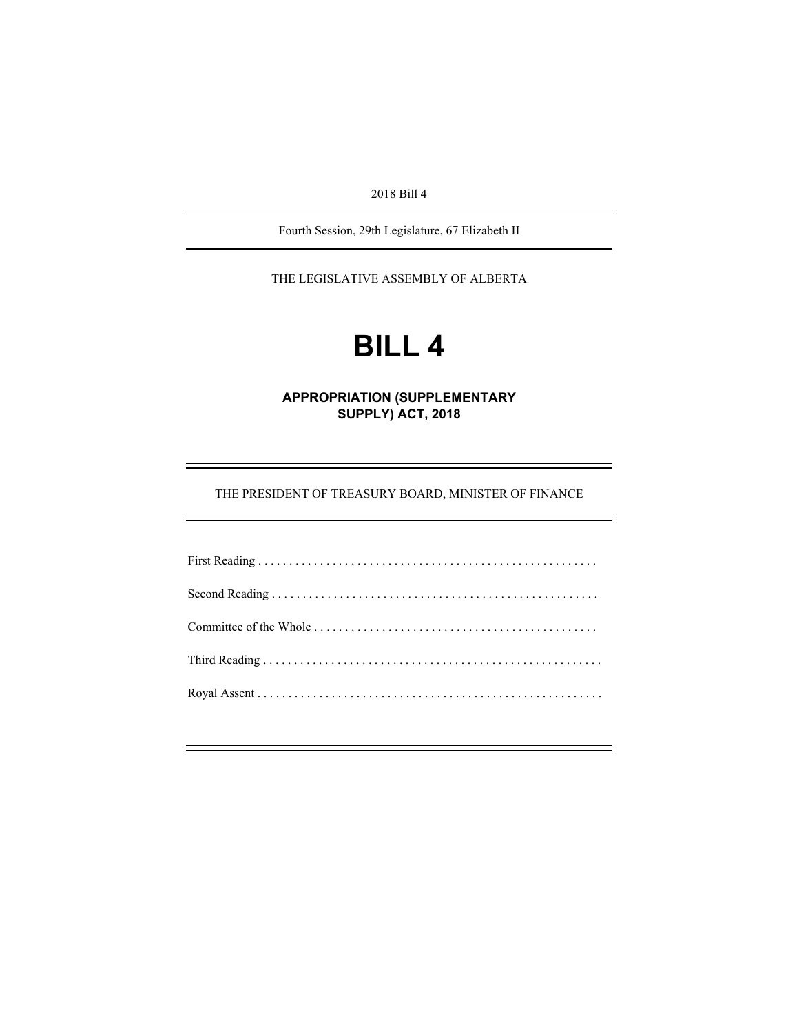2018 Bill 4

Fourth Session, 29th Legislature, 67 Elizabeth II

THE LEGISLATIVE ASSEMBLY OF ALBERTA

# BILL 4

## APPROPRIATION (SUPPLEMENTARY SUPPLY) ACT, 2018

THE PRESIDENT OF TREASURY BOARD, MINISTER OF FINANCE

First Reading . . . . . . . . . . . . . . . . . . . . . . . . . . . . . . . . . . . . . . . . . . . . . . . . . . . . . .

Second Reading . . . . . . . . . . . . . . . . . . . . . . . . . . . . . . . . . . . . . . . . . . . . . . . . . . . .

Committee of the Whole . . . . . . . . . . . . . . . . . . . . . . . . . . . . . . . . . . . . . . . . . . . . .

Third Reading . . . . . . . . . . . . . . . . . . . . . . . . . . . . . . . . . . . . . . . . . . . . . . . . . . . . . .

Royal Assent . . . . . . . . . . . . . . . . . . . . . . . . . . . . . . . . . . . . . . . . . . . . . . . . . . . . . . .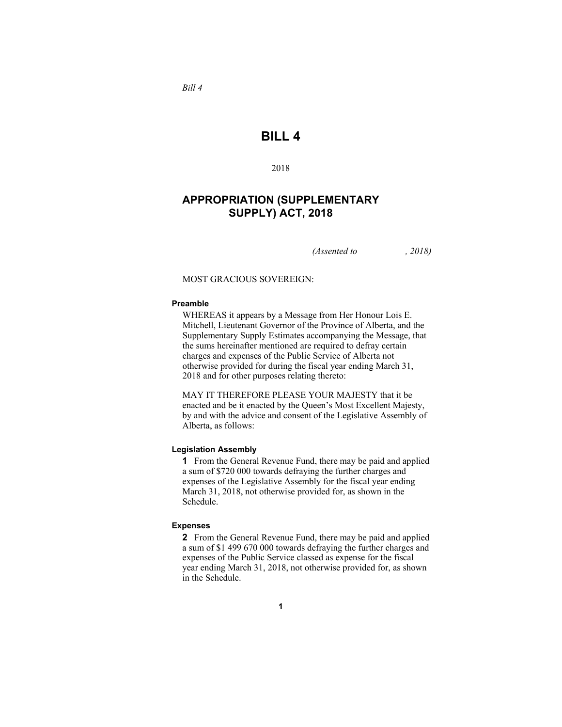*Bill 4*

# BILL 4

2018

## APPROPRIATION (SUPPLEMENTARY SUPPLY) ACT, 2018

*(Assented to , 2018)*

MOST GRACIOUS SOVEREIGN:

**Preamble**

WHEREAS it appears by a Message from Her Honour Lois E. Mitchell, Lieutenant Governor of the Province of Alberta, and the Supplementary Supply Estimates accompanying the Message, that the sums hereinafter mentioned are required to defray certain charges and expenses of the Public Service of Alberta not otherwise provided for during the fiscal year ending March 31, 2018 and for other purposes relating thereto:

MAY IT THEREFORE PLEASE YOUR MAJESTY that it be enacted and be it enacted by the Queen's Most Excellent Majesty, by and with the advice and consent of the Legislative Assembly of Alberta, as follows:

**Legislation Assembly**

**1** From the General Revenue Fund, there may be paid and applied a sum of $720 000 towards defraying the further charges and expenses of the Legislative Assembly for the fiscal year ending March 31, 2018, not otherwise provided for, as shown in the Schedule.

**Expenses**

**2** From the General Revenue Fund, there may be paid and applied a sum of $1 499 670 000 towards defraying the further charges and expenses of the Public Service classed as expense for the fiscal year ending March 31, 2018, not otherwise provided for, as shown in the Schedule.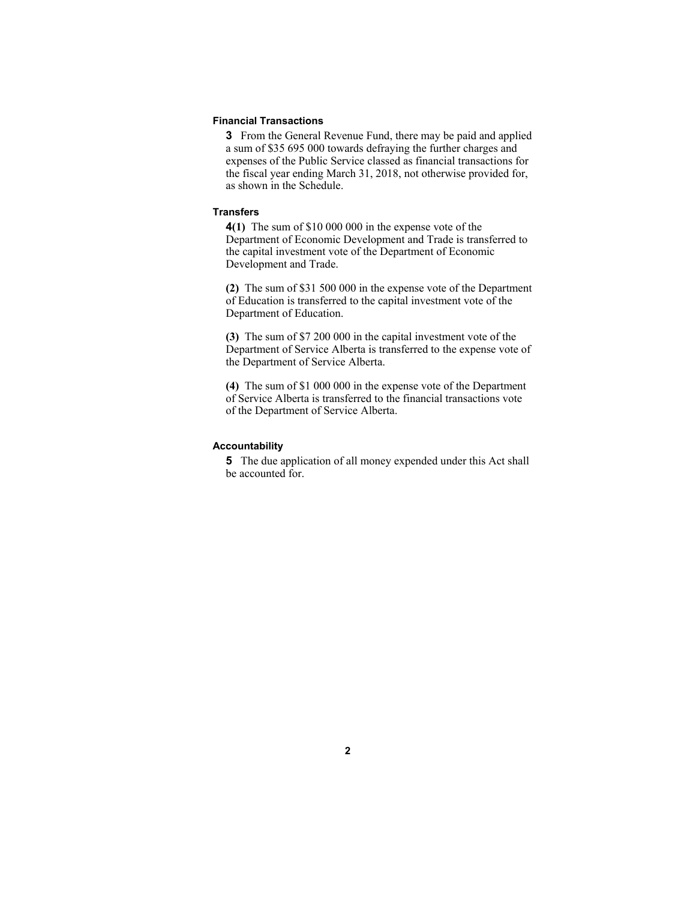### Financial Transactions

**3** From the General Revenue Fund, there may be paid and applied a sum of $35 695 000 towards defraying the further charges and expenses of the Public Service classed as financial transactions for the fiscal year ending March 31, 2018, not otherwise provided for, as shown in the Schedule.

### Transfers

**4(1)** The sum of $10 000 000 in the expense vote of the Department of Economic Development and Trade is transferred to the capital investment vote of the Department of Economic Development and Trade.

**(2)** The sum of $31 500 000 in the expense vote of the Department of Education is transferred to the capital investment vote of the Department of Education.

**(3)** The sum of $7 200 000 in the capital investment vote of the Department of Service Alberta is transferred to the expense vote of the Department of Service Alberta.

**(4)** The sum of $1 000 000 in the expense vote of the Department of Service Alberta is transferred to the financial transactions vote of the Department of Service Alberta.

### Accountability

**5** The due application of all money expended under this Act shall be accounted for.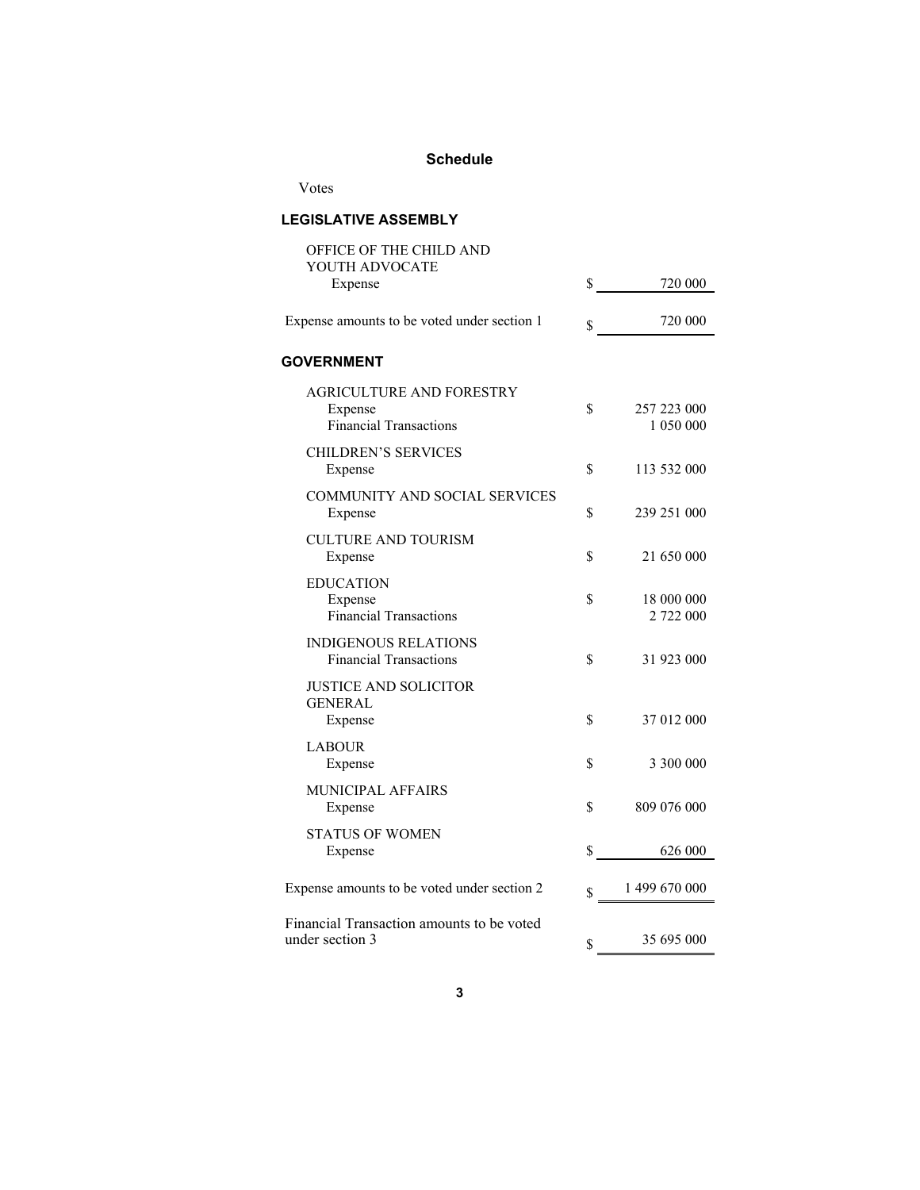## Schedule

Votes

### LEGISLATIVE ASSEMBLY

| | | |
|---|---|---|
| OFFICE OF THE CHILD AND YOUTH ADVOCATE | | |
| Expense | $ | 720 000 |
| Expense amounts to be voted under section 1 | $ | 720 000 |

### GOVERNMENT

| | | |
|---|---|---|
| AGRICULTURE AND FORESTRY | | |
| Expense | $ | 257 223 000 |
| Financial Transactions | | 1 050 000 |
| CHILDREN'S SERVICES | | |
| Expense | $ | 113 532 000 |
| COMMUNITY AND SOCIAL SERVICES | | |
| Expense | $ | 239 251 000 |
| CULTURE AND TOURISM | | |
| Expense | $ | 21 650 000 |
| EDUCATION | | |
| Expense | $ | 18 000 000 |
| Financial Transactions | | 2 722 000 |
| INDIGENOUS RELATIONS | | |
| Financial Transactions | $ | 31 923 000 |
| JUSTICE AND SOLICITOR GENERAL | | |
| Expense | $ | 37 012 000 |
| LABOUR | | |
| Expense | $ | 3 300 000 |
| MUNICIPAL AFFAIRS | | |
| Expense | $ | 809 076 000 |
| STATUS OF WOMEN | | |
| Expense | $ | 626 000 |
| Expense amounts to be voted under section 2 | $ | 1 499 670 000 |
| Financial Transaction amounts to be voted under section 3 | $ | 35 695 000 |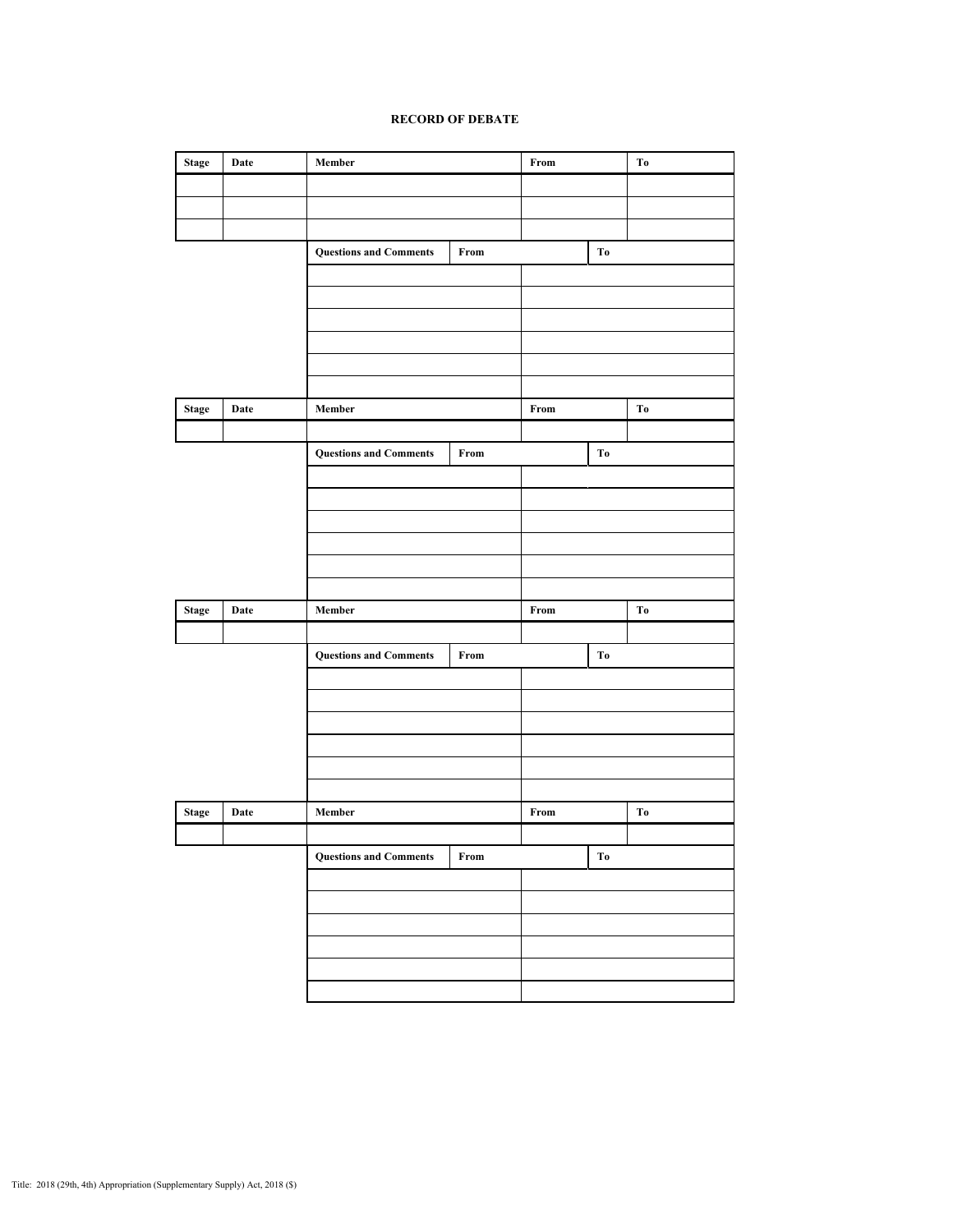**RECORD OF DEBATE**

| Stage | Date | Member | From | To |
|---|---|---|---|---|
| | | | | |
| | | | | |
| | | | | |

| Questions and Comments | From | To |
|---|---|---|
| | | |
| | | |
| | | |
| | | |
| | | |
| | | |

| Stage | Date | Member | From | To |
|---|---|---|---|---|
| | | | | |

| Questions and Comments | From | To |
|---|---|---|
| | | |
| | | |
| | | |
| | | |
| | | |
| | | |

| Stage | Date | Member | From | To |
|---|---|---|---|---|
| | | | | |

| Questions and Comments | From | To |
|---|---|---|
| | | |
| | | |
| | | |
| | | |
| | | |
| | | |

| Stage | Date | Member | From | To |
|---|---|---|---|---|
| | | | | |

| Questions and Comments | From | To |
|---|---|---|
| | | |
| | | |
| | | |
| | | |
| | | |
| | | |